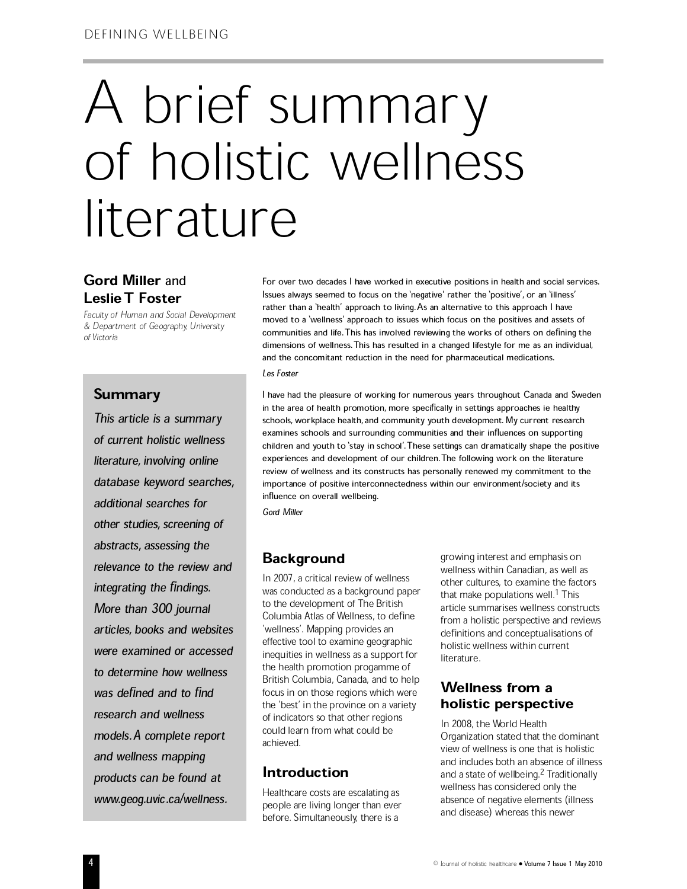# A brief summary of holistic wellness literature

**Gord Miller** and **Leslie T Foster**

*Faculty of Human and Social Development & Department of Geography, University of Victoria*

## Summary

*This article is a summary of current holistic wellness literature, involving online database keyword searches, additional searches for other studies, screening of abstracts, assessing the relevance to the review and integrating the findings. More than 300 journal articles, books and websites were examined or accessed to determine how wellness was defined and to find research and wellness models. A complete report and wellness mapping products can be found at www.geog.uvic.ca/wellness.*

For over two decades I have worked in executive positions in health and social services. Issues always seemed to focus on the 'negative' rather the 'positive', or an 'illness' rather than a 'health' approach to living. As an alternative to this approach I have moved to a 'wellness' approach to issues which focus on the positives and assets of communities and life. This has involved reviewing the works of others on defining the dimensions of wellness. This has resulted in a changed lifestyle for me as an individual, and the concomitant reduction in the need for pharmaceutical medications.

*Les Foster*

I have had the pleasure of working for numerous years throughout Canada and Sweden in the area of health promotion, more specifically in settings approaches ie healthy schools, workplace health, and community youth development. My current research examines schools and surrounding communities and their influences on supporting children and youth to 'stay in school'. These settings can dramatically shape the positive experiences and development of our children. The following work on the literature review of wellness and its constructs has personally renewed my commitment to the importance of positive interconnectedness within our environment/society and its influence on overall wellbeing.

*Gord Miller*

## Background

In 2007, a critical review of wellness was conducted as a background paper to the development of The British Columbia Atlas of Wellness, to define 'wellness'. Mapping provides an effective tool to examine geographic inequities in wellness as a support for the health promotion progamme of British Columbia, Canada, and to help focus in on those regions which were the 'best' in the province on a variety of indicators so that other regions could learn from what could be achieved.

## Introduction

Healthcare costs are escalating as people are living longer than ever before. Simultaneously, there is a growing interest and emphasis on wellness within Canadian, as well as other cultures, to examine the factors that make populations well.[1] This article summarises wellness constructs from a holistic perspective and reviews definitions and conceptualisations of holistic wellness within current literature.

## Wellness from a holistic perspective

In 2008, the World Health Organization stated that the dominant view of wellness is one that is holistic and includes both an absence of illness and a state of wellbeing.[2] Traditionally wellness has considered only the absence of negative elements (illness and disease) whereas this newer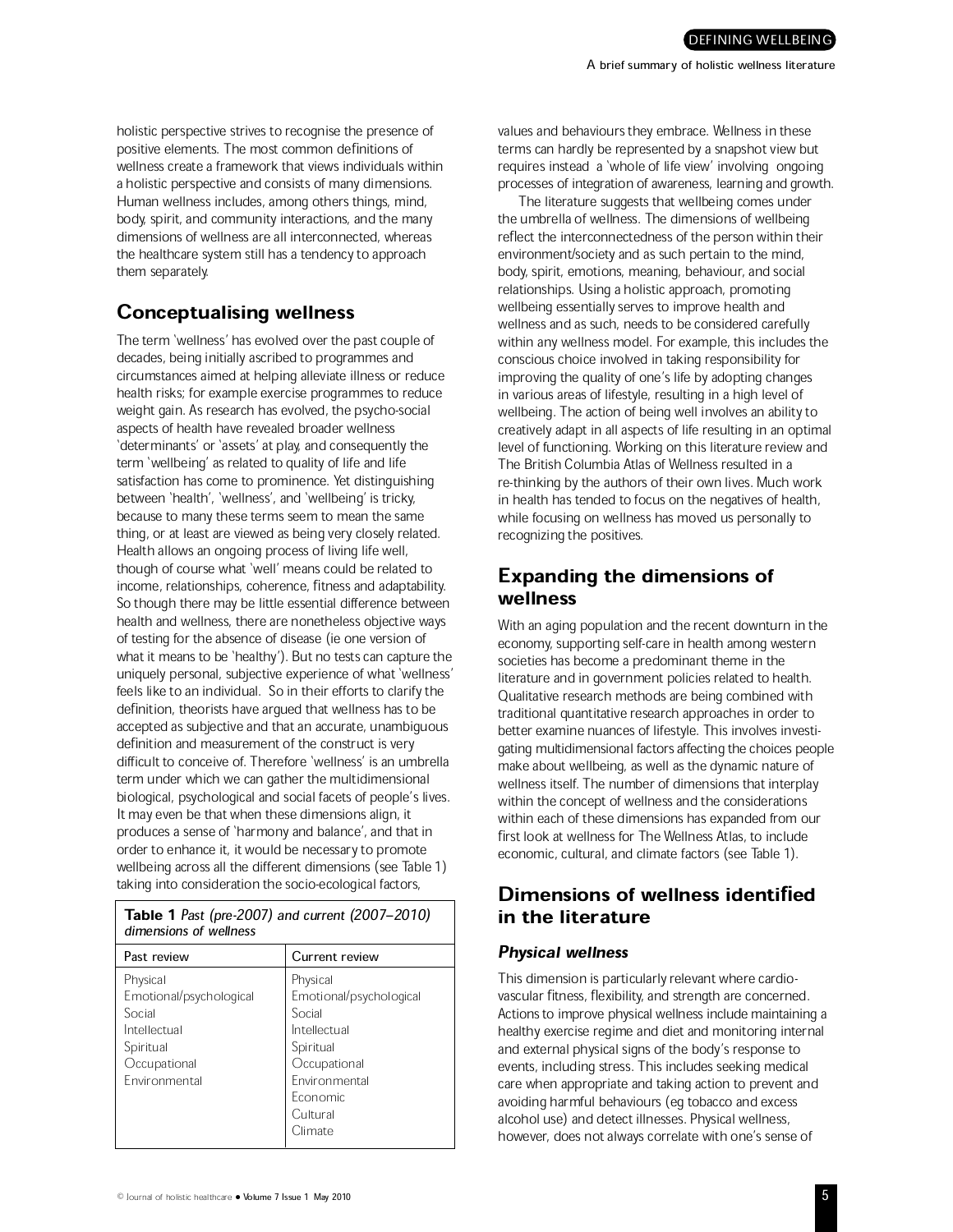holistic perspective strives to recognise the presence of positive elements. The most common definitions of wellness create a framework that views individuals within a holistic perspective and consists of many dimensions. Human wellness includes, among others things, mind, body, spirit, and community interactions, and the many dimensions of wellness are all interconnected, whereas the healthcare system still has a tendency to approach them separately.

## Conceptualising wellness

The term 'wellness' has evolved over the past couple of decades, being initially ascribed to programmes and circumstances aimed at helping alleviate illness or reduce health risks; for example exercise programmes to reduce weight gain. As research has evolved, the psycho-social aspects of health have revealed broader wellness 'determinants' or 'assets' at play, and consequently the term 'wellbeing' as related to quality of life and life satisfaction has come to prominence. Yet distinguishing between 'health', 'wellness', and 'wellbeing' is tricky, because to many these terms seem to mean the same thing, or at least are viewed as being very closely related. Health allows an ongoing process of living life well, though of course what 'well' means could be related to income, relationships, coherence, fitness and adaptability. So though there may be little essential difference between health and wellness, there are nonetheless objective ways of testing for the absence of disease (ie one version of what it means to be 'healthy'). But no tests can capture the uniquely personal, subjective experience of what 'wellness' feels like to an individual. So in their efforts to clarify the definition, theorists have argued that wellness has to be accepted as subjective and that an accurate, unambiguous definition and measurement of the construct is very difficult to conceive of. Therefore 'wellness' is an umbrella term under which we can gather the multidimensional biological, psychological and social facets of people's lives. It may even be that when these dimensions align, it produces a sense of 'harmony and balance', and that in order to enhance it, it would be necessary to promote wellbeing across all the different dimensions (see Table 1) taking into consideration the socio-ecological factors, values and behaviours they embrace. Wellness in these terms can hardly be represented by a snapshot view but requires instead a 'whole of life view' involving ongoing processes of integration of awareness, learning and growth.

The literature suggests that wellbeing comes under the umbrella of wellness. The dimensions of wellbeing reflect the interconnectedness of the person within their environment/society and as such pertain to the mind, body, spirit, emotions, meaning, behaviour, and social relationships. Using a holistic approach, promoting wellbeing essentially serves to improve health and wellness and as such, needs to be considered carefully within any wellness model. For example, this includes the conscious choice involved in taking responsibility for improving the quality of one's life by adopting changes in various areas of lifestyle, resulting in a high level of wellbeing. The action of being well involves an ability to creatively adapt in all aspects of life resulting in an optimal level of functioning. Working on this literature review and The British Columbia Atlas of Wellness resulted in a re-thinking by the authors of their own lives. Much work in health has tended to focus on the negatives of health, while focusing on wellness has moved us personally to recognizing the positives.

**Table 1** *Past (pre-2007) and current (2007–2010) dimensions of wellness*

| Past review | Current review |
|---|---|
| Physical | Physical |
| Emotional/psychological | Emotional/psychological |
| Social | Social |
| Intellectual | Intellectual |
| Spiritual | Spiritual |
| Occupational | Occupational |
| Environmental | Environmental |
| | Economic |
| | Cultural |
| | Climate |

## Expanding the dimensions of wellness

With an aging population and the recent downturn in the economy, supporting self-care in health among western societies has become a predominant theme in the literature and in government policies related to health. Qualitative research methods are being combined with traditional quantitative research approaches in order to better examine nuances of lifestyle. This involves investigating multidimensional factors affecting the choices people make about wellbeing, as well as the dynamic nature of wellness itself. The number of dimensions that interplay within the concept of wellness and the considerations within each of these dimensions has expanded from our first look at wellness for The Wellness Atlas, to include economic, cultural, and climate factors (see Table 1).

## Dimensions of wellness identified in the literature

### *Physical wellness*

This dimension is particularly relevant where cardiovascular fitness, flexibility, and strength are concerned. Actions to improve physical wellness include maintaining a healthy exercise regime and diet and monitoring internal and external physical signs of the body's response to events, including stress. This includes seeking medical care when appropriate and taking action to prevent and avoiding harmful behaviours (eg tobacco and excess alcohol use) and detect illnesses. Physical wellness, however, does not always correlate with one's sense of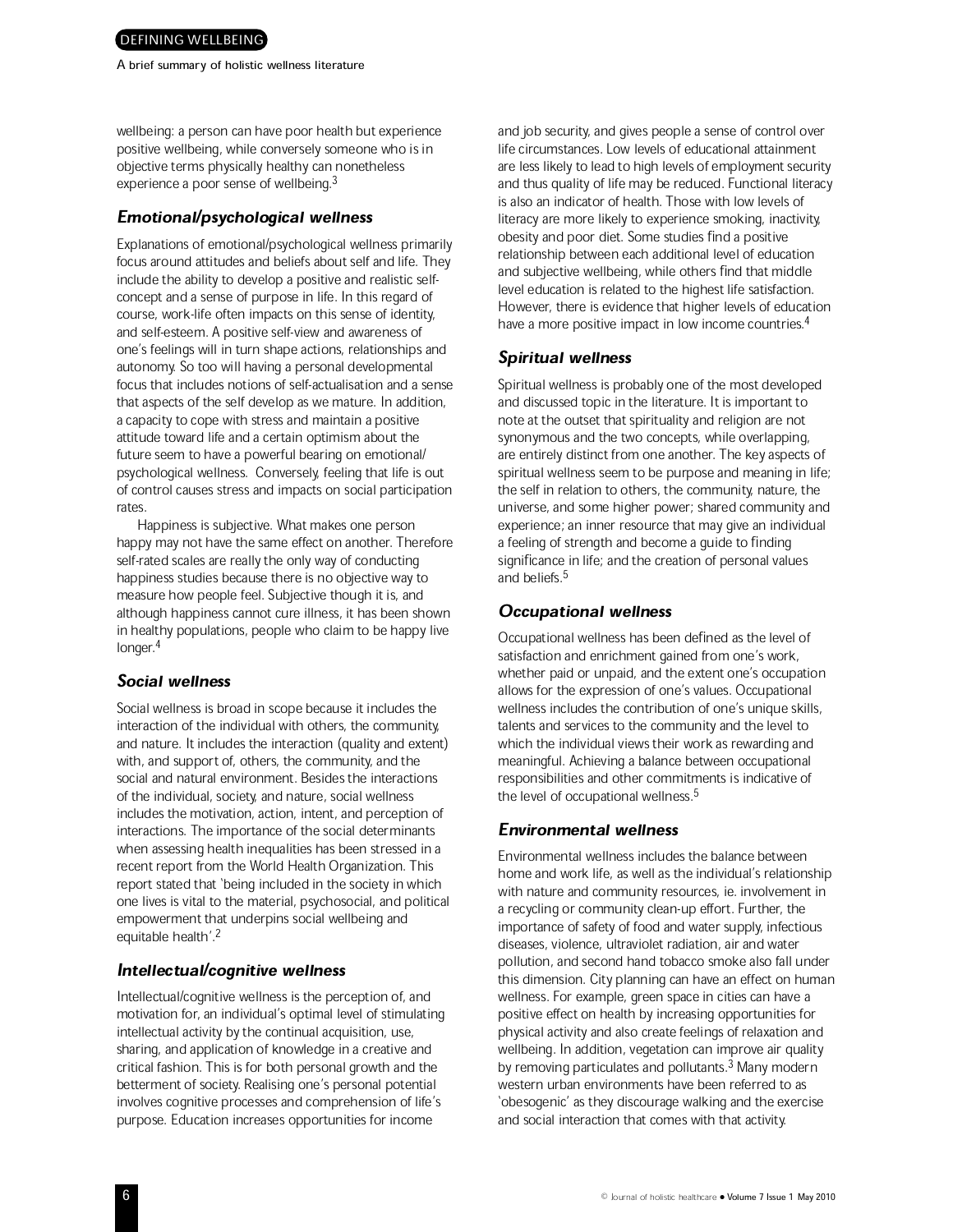wellbeing: a person can have poor health but experience positive wellbeing, while conversely someone who is in objective terms physically healthy can nonetheless experience a poor sense of wellbeing.[3]

### *Emotional/psychological wellness*

Explanations of emotional/psychological wellness primarily focus around attitudes and beliefs about self and life. They include the ability to develop a positive and realistic self-concept and a sense of purpose in life. In this regard of course, work-life often impacts on this sense of identity, and self-esteem. A positive self-view and awareness of one's feelings will in turn shape actions, relationships and autonomy. So too will having a personal developmental focus that includes notions of self-actualisation and a sense that aspects of the self develop as we mature. In addition, a capacity to cope with stress and maintain a positive attitude toward life and a certain optimism about the future seem to have a powerful bearing on emotional/psychological wellness. Conversely, feeling that life is out of control causes stress and impacts on social participation rates.

Happiness is subjective. What makes one person happy may not have the same effect on another. Therefore self-rated scales are really the only way of conducting happiness studies because there is no objective way to measure how people feel. Subjective though it is, and although happiness cannot cure illness, it has been shown in healthy populations, people who claim to be happy live longer.[4]

### *Social wellness*

Social wellness is broad in scope because it includes the interaction of the individual with others, the community, and nature. It includes the interaction (quality and extent) with, and support of, others, the community, and the social and natural environment. Besides the interactions of the individual, society, and nature, social wellness includes the motivation, action, intent, and perception of interactions. The importance of the social determinants when assessing health inequalities has been stressed in a recent report from the World Health Organization. This report stated that 'being included in the society in which one lives is vital to the material, psychosocial, and political empowerment that underpins social wellbeing and equitable health'.[2]

### *Intellectual/cognitive wellness*

Intellectual/cognitive wellness is the perception of, and motivation for, an individual's optimal level of stimulating intellectual activity by the continual acquisition, use, sharing, and application of knowledge in a creative and critical fashion. This is for both personal growth and the betterment of society. Realising one's personal potential involves cognitive processes and comprehension of life's purpose. Education increases opportunities for income and job security, and gives people a sense of control over life circumstances. Low levels of educational attainment are less likely to lead to high levels of employment security and thus quality of life may be reduced. Functional literacy is also an indicator of health. Those with low levels of literacy are more likely to experience smoking, inactivity, obesity and poor diet. Some studies find a positive relationship between each additional level of education and subjective wellbeing, while others find that middle level education is related to the highest life satisfaction. However, there is evidence that higher levels of education have a more positive impact in low income countries.[4]

### *Spiritual wellness*

Spiritual wellness is probably one of the most developed and discussed topic in the literature. It is important to note at the outset that spirituality and religion are not synonymous and the two concepts, while overlapping, are entirely distinct from one another. The key aspects of spiritual wellness seem to be purpose and meaning in life; the self in relation to others, the community, nature, the universe, and some higher power; shared community and experience; an inner resource that may give an individual a feeling of strength and become a guide to finding significance in life; and the creation of personal values and beliefs.[5]

### *Occupational wellness*

Occupational wellness has been defined as the level of satisfaction and enrichment gained from one's work, whether paid or unpaid, and the extent one's occupation allows for the expression of one's values. Occupational wellness includes the contribution of one's unique skills, talents and services to the community and the level to which the individual views their work as rewarding and meaningful. Achieving a balance between occupational responsibilities and other commitments is indicative of the level of occupational wellness.[5]

### *Environmental wellness*

Environmental wellness includes the balance between home and work life, as well as the individual's relationship with nature and community resources, ie. involvement in a recycling or community clean-up effort. Further, the importance of safety of food and water supply, infectious diseases, violence, ultraviolet radiation, air and water pollution, and second hand tobacco smoke also fall under this dimension. City planning can have an effect on human wellness. For example, green space in cities can have a positive effect on health by increasing opportunities for physical activity and also create feelings of relaxation and wellbeing. In addition, vegetation can improve air quality by removing particulates and pollutants.[3] Many modern western urban environments have been referred to as 'obesogenic' as they discourage walking and the exercise and social interaction that comes with that activity.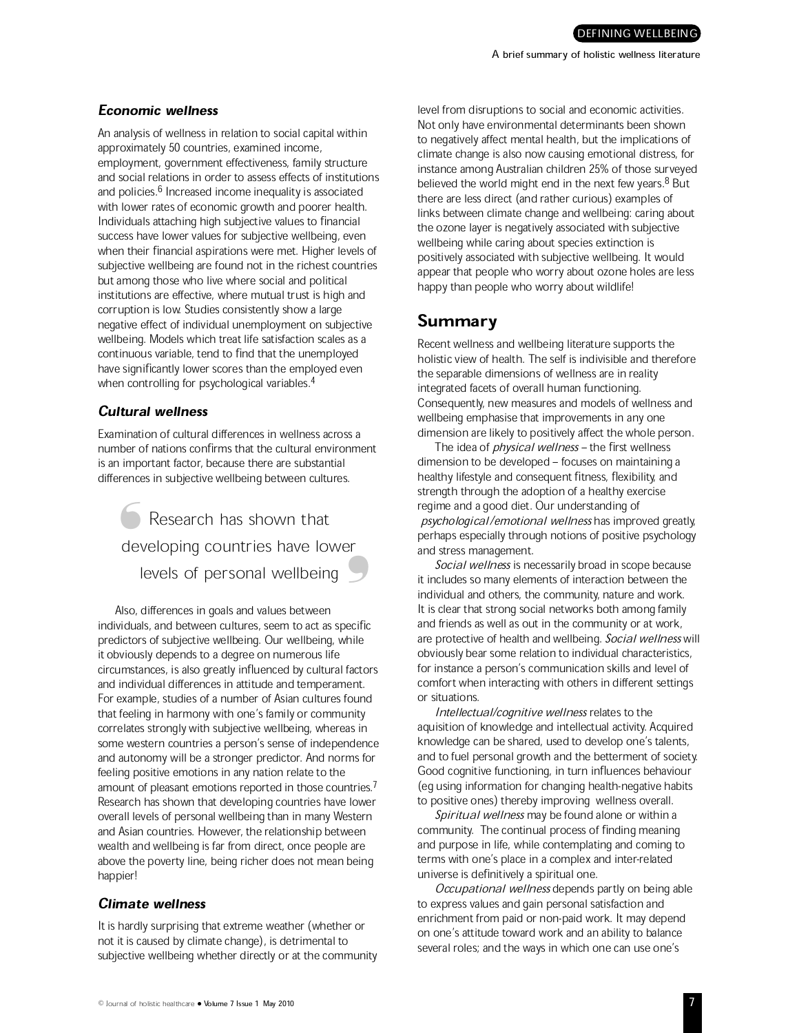### *Economic wellness*

An analysis of wellness in relation to social capital within approximately 50 countries, examined income, employment, government effectiveness, family structure and social relations in order to assess effects of institutions and policies.[6] Increased income inequality is associated with lower rates of economic growth and poorer health. Individuals attaching high subjective values to financial success have lower values for subjective wellbeing, even when their financial aspirations were met. Higher levels of subjective wellbeing are found not in the richest countries but among those who live where social and political institutions are effective, where mutual trust is high and corruption is low. Studies consistently show a large negative effect of individual unemployment on subjective wellbeing. Models which treat life satisfaction scales as a continuous variable, tend to find that the unemployed have significantly lower scores than the employed even when controlling for psychological variables.[4]

### *Cultural wellness*

Examination of cultural differences in wellness across a number of nations confirms that the cultural environment is an important factor, because there are substantial differences in subjective wellbeing between cultures.

> Research has shown that developing countries have lower levels of personal wellbeing

Also, differences in goals and values between individuals, and between cultures, seem to act as specific predictors of subjective wellbeing. Our wellbeing, while it obviously depends to a degree on numerous life circumstances, is also greatly influenced by cultural factors and individual differences in attitude and temperament. For example, studies of a number of Asian cultures found that feeling in harmony with one's family or community correlates strongly with subjective wellbeing, whereas in some western countries a person's sense of independence and autonomy will be a stronger predictor. And norms for feeling positive emotions in any nation relate to the amount of pleasant emotions reported in those countries.[7] Research has shown that developing countries have lower overall levels of personal wellbeing than in many Western and Asian countries. However, the relationship between wealth and wellbeing is far from direct, once people are above the poverty line, being richer does not mean being happier!

### *Climate wellness*

It is hardly surprising that extreme weather (whether or not it is caused by climate change), is detrimental to subjective wellbeing whether directly or at the community level from disruptions to social and economic activities. Not only have environmental determinants been shown to negatively affect mental health, but the implications of climate change is also now causing emotional distress, for instance among Australian children 25% of those surveyed believed the world might end in the next few years.[8] But there are less direct (and rather curious) examples of links between climate change and wellbeing: caring about the ozone layer is negatively associated with subjective wellbeing while caring about species extinction is positively associated with subjective wellbeing. It would appear that people who worry about ozone holes are less happy than people who worry about wildlife!

## Summary

Recent wellness and wellbeing literature supports the holistic view of health. The self is indivisible and therefore the separable dimensions of wellness are in reality integrated facets of overall human functioning. Consequently, new measures and models of wellness and wellbeing emphasise that improvements in any one dimension are likely to positively affect the whole person.

The idea of *physical wellness* – the first wellness dimension to be developed – focuses on maintaining a healthy lifestyle and consequent fitness, flexibility, and strength through the adoption of a healthy exercise regime and a good diet. Our understanding of *psychological/emotional wellness* has improved greatly, perhaps especially through notions of positive psychology and stress management.

*Social wellness* is necessarily broad in scope because it includes so many elements of interaction between the individual and others, the community, nature and work. It is clear that strong social networks both among family and friends as well as out in the community or at work, are protective of health and wellbeing. *Social wellness* will obviously bear some relation to individual characteristics, for instance a person's communication skills and level of comfort when interacting with others in different settings or situations.

*Intellectual/cognitive wellness* relates to the aquisition of knowledge and intellectual activity. Acquired knowledge can be shared, used to develop one's talents, and to fuel personal growth and the betterment of society. Good cognitive functioning, in turn influences behaviour (eg using information for changing health-negative habits to positive ones) thereby improving wellness overall.

*Spiritual wellness* may be found alone or within a community. The continual process of finding meaning and purpose in life, while contemplating and coming to terms with one's place in a complex and inter-related universe is definitively a spiritual one.

*Occupational wellness* depends partly on being able to express values and gain personal satisfaction and enrichment from paid or non-paid work. It may depend on one's attitude toward work and an ability to balance several roles; and the ways in which one can use one's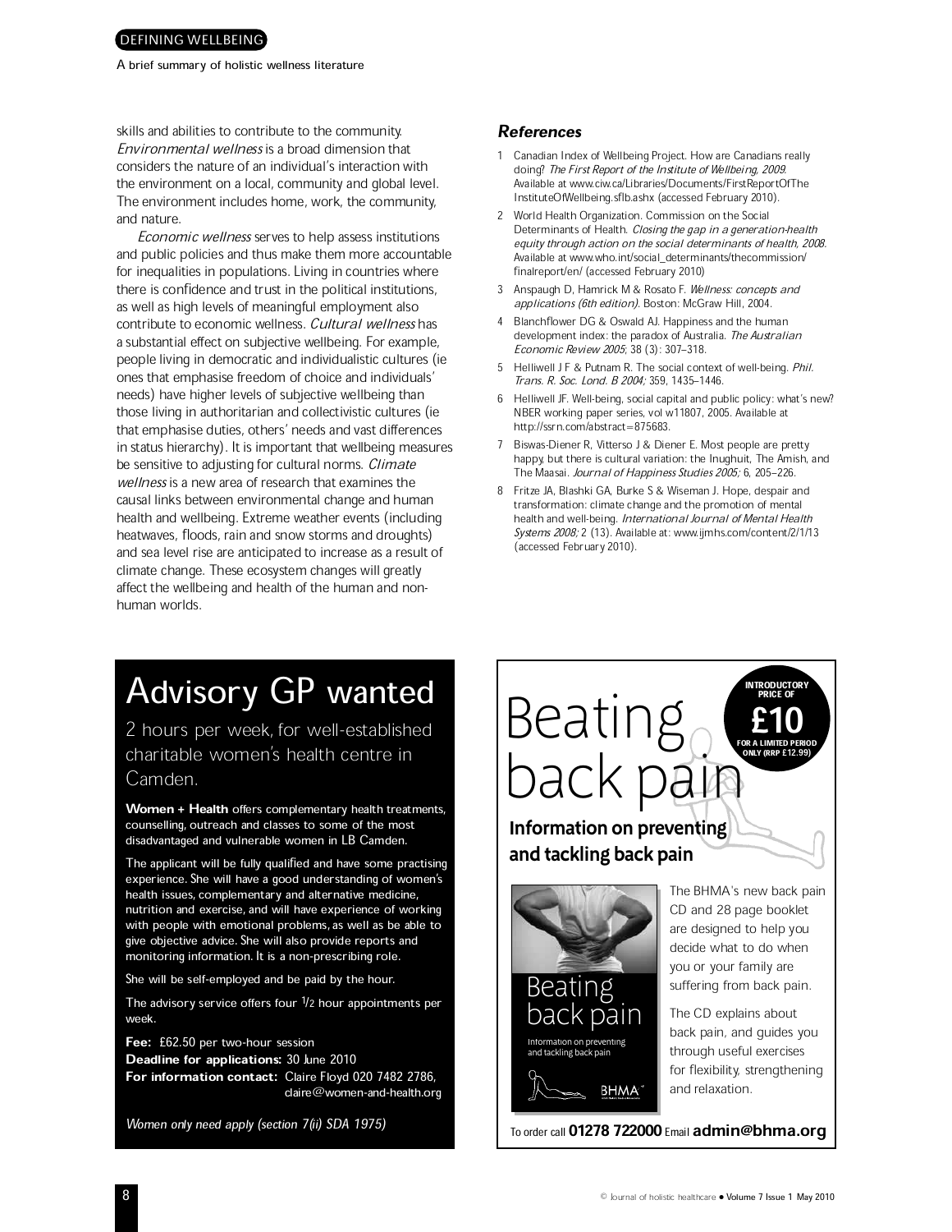skills and abilities to contribute to the community. *Environmental wellness* is a broad dimension that considers the nature of an individual's interaction with the environment on a local, community and global level. The environment includes home, work, the community, and nature.

*Economic wellness* serves to help assess institutions and public policies and thus make them more accountable for inequalities in populations. Living in countries where there is confidence and trust in the political institutions, as well as high levels of meaningful employment also contribute to economic wellness. *Cultural wellness* has a substantial effect on subjective wellbeing. For example, people living in democratic and individualistic cultures (ie ones that emphasise freedom of choice and individuals' needs) have higher levels of subjective wellbeing than those living in authoritarian and collectivistic cultures (ie that emphasise duties, others' needs and vast differences in status hierarchy). It is important that wellbeing measures be sensitive to adjusting for cultural norms. *Climate wellness* is a new area of research that examines the causal links between environmental change and human health and wellbeing. Extreme weather events (including heatwaves, floods, rain and snow storms and droughts) and sea level rise are anticipated to increase as a result of climate change. These ecosystem changes will greatly affect the wellbeing and health of the human and non-human worlds.

## References

1. Canadian Index of Wellbeing Project. How are Canadians really doing? *The First Report of the Institute of Wellbeing, 2009.* Available at www.ciw.ca/Libraries/Documents/FirstReportOfTheInstituteOfWellbeing.sflb.ashx (accessed February 2010).
2. World Health Organization. Commission on the Social Determinants of Health. *Closing the gap in a generation-health equity through action on the social determinants of health, 2008.* Available at www.who.int/social_determinants/thecommission/finalreport/en/ (accessed February 2010)
3. Anspaugh D, Hamrick M & Rosato F. *Wellness: concepts and applications (6th edition).* Boston: McGraw Hill, 2004.
4. Blanchflower DG & Oswald AJ. Happiness and the human development index: the paradox of Australia. *The Australian Economic Review 2005*; 38 (3): 307–318.
5. Helliwell J F & Putnam R. The social context of well-being. *Phil. Trans. R. Soc. Lond. B 2004;* 359, 1435–1446.
6. Helliwell JF. Well-being, social capital and public policy: what's new? NBER working paper series, vol w11807, 2005. Available at http://ssrn.com/abstract=875683.
7. Biswas-Diener R, Vitterso J & Diener E. Most people are pretty happy, but there is cultural variation: the Inughuit, The Amish, and The Maasai. *Journal of Happiness Studies 2005;* 6, 205–226.
8. Fritze JA, Blashki GA, Burke S & Wiseman J. Hope, despair and transformation: climate change and the promotion of mental health and well-being. *International Journal of Mental Health Systems 2008;* 2 (13). Available at: www.ijmhs.com/content/2/1/13 (accessed February 2010).

# Advisory GP wanted

2 hours per week, for well-established charitable women's health centre in Camden.

**Women + Health** offers complementary health treatments, counselling, outreach and classes to some of the most disadvantaged and vulnerable women in LB Camden.

The applicant will be fully qualified and have some practising experience. She will have a good understanding of women's health issues, complementary and alternative medicine, nutrition and exercise, and will have experience of working with people with emotional problems, as well as be able to give objective advice. She will also provide reports and monitoring information. It is a non-prescribing role.

She will be self-employed and be paid by the hour.

The advisory service offers four 1/2 hour appointments per week.

**Fee:** £62.50 per two-hour session
**Deadline for applications:** 30 June 2010
**For information contact:** Claire Floyd 020 7482 2786, claire@women-and-health.org

*Women only need apply (section 7(ii) SDA 1975)*

# Beating back pain

INTRODUCTORY PRICE OF **£10** FOR A LIMITED PERIOD ONLY (RRP £12.99)

## Information on preventing and tackling back pain

The BHMA's new back pain CD and 28 page booklet are designed to help you decide what to do when you or your family are suffering from back pain.

The CD explains about back pain, and guides you through useful exercises for flexibility, strengthening and relaxation.

To order call **01278 722000** Email **admin@bhma.org**